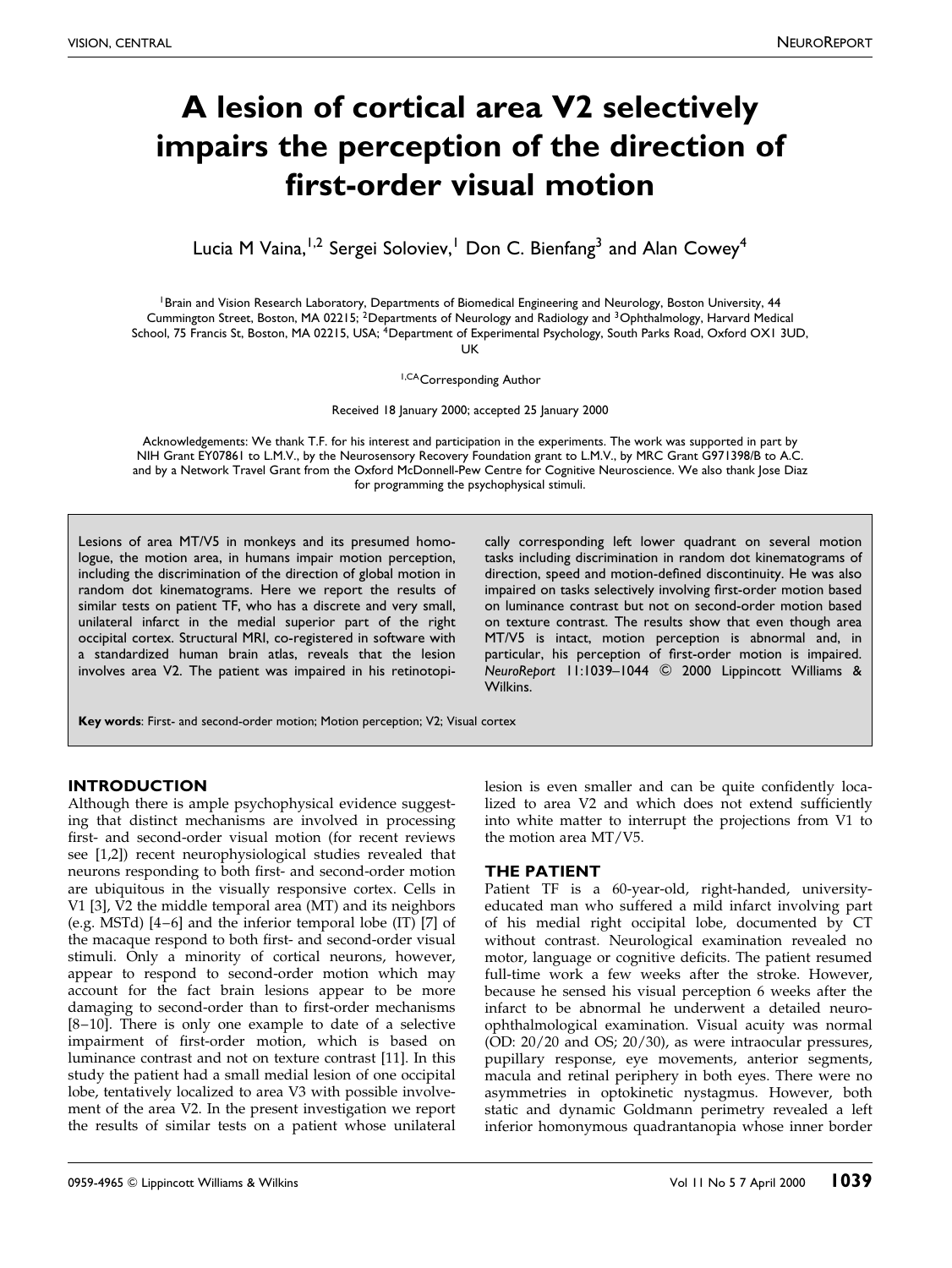# A lesion of cortical area V2 selectively impairs the perception of the direction of first-order visual motion

Lucia M Vaina,[1,2] Sergei Soloviev,[1] Don C. Bienfang[3] and Alan Cowey[4]

[1]Brain and Vision Research Laboratory, Departments of Biomedical Engineering and Neurology, Boston University, 44 Cummington Street, Boston, MA 02215; [2]Departments of Neurology and Radiology and [3]Ophthalmology, Harvard Medical School, 75 Francis St, Boston, MA 02215, USA; [4]Department of Experimental Psychology, South Parks Road, Oxford OX1 3UD, UK

[1,CA]Corresponding Author

Received 18 January 2000; accepted 25 January 2000

Acknowledgements: We thank T.F. for his interest and participation in the experiments. The work was supported in part by NIH Grant EY07861 to L.M.V., by the Neurosensory Recovery Foundation grant to L.M.V., by MRC Grant G971398/B to A.C. and by a Network Travel Grant from the Oxford McDonnell-Pew Centre for Cognitive Neuroscience. We also thank Jose Diaz for programming the psychophysical stimuli.

Lesions of area MT/V5 in monkeys and its presumed homologue, the motion area, in humans impair motion perception, including the discrimination of the direction of global motion in random dot kinematograms. Here we report the results of similar tests on patient TF, who has a discrete and very small, unilateral infarct in the medial superior part of the right occipital cortex. Structural MRI, co-registered in software with a standardized human brain atlas, reveals that the lesion involves area V2. The patient was impaired in his retinotopically corresponding left lower quadrant on several motion tasks including discrimination in random dot kinematograms of direction, speed and motion-defined discontinuity. He was also impaired on tasks selectively involving first-order motion based on luminance contrast but not on second-order motion based on texture contrast. The results show that even though area MT/V5 is intact, motion perception is abnormal and, in particular, his perception of first-order motion is impaired. *NeuroReport* 11:1039–1044 © 2000 Lippincott Williams & Wilkins.

**Key words**: First- and second-order motion; Motion perception; V2; Visual cortex

## INTRODUCTION

Although there is ample psychophysical evidence suggesting that distinct mechanisms are involved in processing first- and second-order visual motion (for recent reviews see [1,2]) recent neurophysiological studies revealed that neurons responding to both first- and second-order motion are ubiquitous in the visually responsive cortex. Cells in V1 [3], V2 the middle temporal area (MT) and its neighbors (e.g. MSTd) [4–6] and the inferior temporal lobe (IT) [7] of the macaque respond to both first- and second-order visual stimuli. Only a minority of cortical neurons, however, appear to respond to second-order motion which may account for the fact brain lesions appear to be more damaging to second-order than to first-order mechanisms [8–10]. There is only one example to date of a selective impairment of first-order motion, which is based on luminance contrast and not on texture contrast [11]. In this study the patient had a small medial lesion of one occipital lobe, tentatively localized to area V3 with possible involvement of the area V2. In the present investigation we report the results of similar tests on a patient whose unilateral lesion is even smaller and can be quite confidently localized to area V2 and which does not extend sufficiently into white matter to interrupt the projections from V1 to the motion area MT/V5.

## THE PATIENT

Patient TF is a 60-year-old, right-handed, university-educated man who suffered a mild infarct involving part of his medial right occipital lobe, documented by CT without contrast. Neurological examination revealed no motor, language or cognitive deficits. The patient resumed full-time work a few weeks after the stroke. However, because he sensed his visual perception 6 weeks after the infarct to be abnormal he underwent a detailed neuro-ophthalmological examination. Visual acuity was normal (OD: 20/20 and OS; 20/30), as were intraocular pressures, pupillary response, eye movements, anterior segments, macula and retinal periphery in both eyes. There were no asymmetries in optokinetic nystagmus. However, both static and dynamic Goldmann perimetry revealed a left inferior homonymous quadrantanopia whose inner border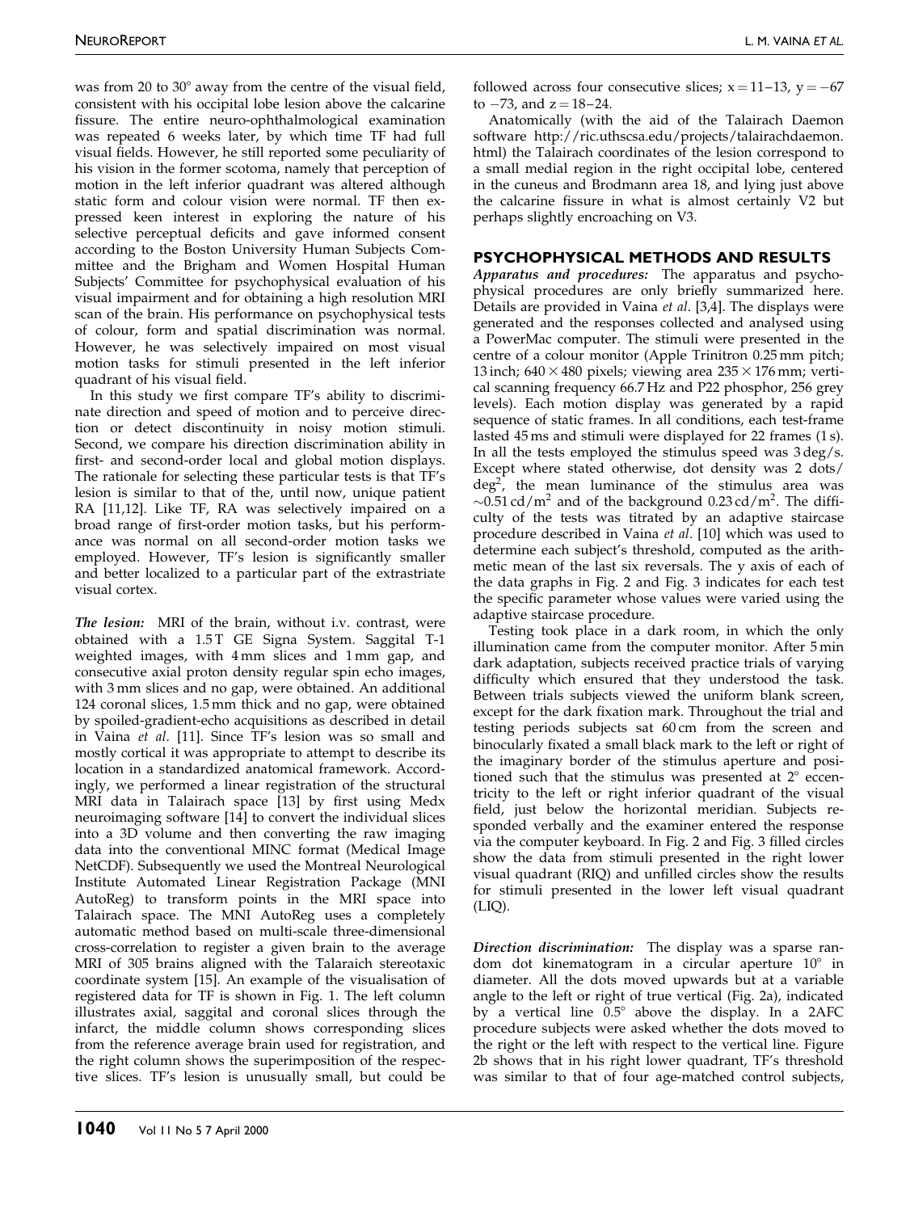was from 20 to 30° away from the centre of the visual field, consistent with his occipital lobe lesion above the calcarine fissure. The entire neuro-ophthalmological examination was repeated 6 weeks later, by which time TF had full visual fields. However, he still reported some peculiarity of his vision in the former scotoma, namely that perception of motion in the left inferior quadrant was altered although static form and colour vision were normal. TF then expressed keen interest in exploring the nature of his selective perceptual deficits and gave informed consent according to the Boston University Human Subjects Committee and the Brigham and Women Hospital Human Subjects' Committee for psychophysical evaluation of his visual impairment and for obtaining a high resolution MRI scan of the brain. His performance on psychophysical tests of colour, form and spatial discrimination was normal. However, he was selectively impaired on most visual motion tasks for stimuli presented in the left inferior quadrant of his visual field.

In this study we first compare TF's ability to discriminate direction and speed of motion and to perceive direction or detect discontinuity in noisy motion stimuli. Second, we compare his direction discrimination ability in first- and second-order local and global motion displays. The rationale for selecting these particular tests is that TF's lesion is similar to that of the, until now, unique patient RA [11,12]. Like TF, RA was selectively impaired on a broad range of first-order motion tasks, but his performance was normal on all second-order motion tasks we employed. However, TF's lesion is significantly smaller and better localized to a particular part of the extrastriate visual cortex.

***The lesion:*** MRI of the brain, without i.v. contrast, were obtained with a 1.5 T GE Signa System. Saggital T-1 weighted images, with 4 mm slices and 1 mm gap, and consecutive axial proton density regular spin echo images, with 3 mm slices and no gap, were obtained. An additional 124 coronal slices, 1.5 mm thick and no gap, were obtained by spoiled-gradient-echo acquisitions as described in detail in Vaina *et al*. [11]. Since TF's lesion was so small and mostly cortical it was appropriate to attempt to describe its location in a standardized anatomical framework. Accordingly, we performed a linear registration of the structural MRI data in Talairach space [13] by first using Medx neuroimaging software [14] to convert the individual slices into a 3D volume and then converting the raw imaging data into the conventional MINC format (Medical Image NetCDF). Subsequently we used the Montreal Neurological Institute Automated Linear Registration Package (MNI AutoReg) to transform points in the MRI space into Talairach space. The MNI AutoReg uses a completely automatic method based on multi-scale three-dimensional cross-correlation to register a given brain to the average MRI of 305 brains aligned with the Talaraich stereotaxic coordinate system [15]. An example of the visualisation of registered data for TF is shown in Fig. 1. The left column illustrates axial, saggital and coronal slices through the infarct, the middle column shows corresponding slices from the reference average brain used for registration, and the right column shows the superimposition of the respective slices. TF's lesion is unusually small, but could be followed across four consecutive slices; $x = 11–13$, $y = -67$ to $-73$, and $z = 18–24$.

Anatomically (with the aid of the Talairach Daemon software http://ric.uthscsa.edu/projects/talairachdaemon.html) the Talairach coordinates of the lesion correspond to a small medial region in the right occipital lobe, centered in the cuneus and Brodmann area 18, and lying just above the calcarine fissure in what is almost certainly V2 but perhaps slightly encroaching on V3.

## PSYCHOPHYSICAL METHODS AND RESULTS

***Apparatus and procedures:*** The apparatus and psychophysical procedures are only briefly summarized here. Details are provided in Vaina *et al*. [3,4]. The displays were generated and the responses collected and analysed using a PowerMac computer. The stimuli were presented in the centre of a colour monitor (Apple Trinitron 0.25 mm pitch; 13 inch; 640 × 480 pixels; viewing area 235 × 176 mm; vertical scanning frequency 66.7 Hz and P22 phosphor, 256 grey levels). Each motion display was generated by a rapid sequence of static frames. In all conditions, each test-frame lasted 45 ms and stimuli were displayed for 22 frames (1 s). In all the tests employed the stimulus speed was 3 deg/s. Except where stated otherwise, dot density was 2 dots/deg$^2$, the mean luminance of the stimulus area was $\sim$0.51 cd/m$^2$ and of the background 0.23 cd/m$^2$. The difficulty of the tests was titrated by an adaptive staircase procedure described in Vaina *et al*. [10] which was used to determine each subject's threshold, computed as the arithmetic mean of the last six reversals. The y axis of each of the data graphs in Fig. 2 and Fig. 3 indicates for each test the specific parameter whose values were varied using the adaptive staircase procedure.

Testing took place in a dark room, in which the only illumination came from the computer monitor. After 5 min dark adaptation, subjects received practice trials of varying difficulty which ensured that they understood the task. Between trials subjects viewed the uniform blank screen, except for the dark fixation mark. Throughout the trial and testing periods subjects sat 60 cm from the screen and binocularly fixated a small black mark to the left or right of the imaginary border of the stimulus aperture and positioned such that the stimulus was presented at 2° eccentricity to the left or right inferior quadrant of the visual field, just below the horizontal meridian. Subjects responded verbally and the examiner entered the response via the computer keyboard. In Fig. 2 and Fig. 3 filled circles show the data from stimuli presented in the right lower visual quadrant (RIQ) and unfilled circles show the results for stimuli presented in the lower left visual quadrant (LIQ).

***Direction discrimination:*** The display was a sparse random dot kinematogram in a circular aperture 10° in diameter. All the dots moved upwards but at a variable angle to the left or right of true vertical (Fig. 2a), indicated by a vertical line 0.5° above the display. In a 2AFC procedure subjects were asked whether the dots moved to the right or the left with respect to the vertical line. Figure 2b shows that in his right lower quadrant, TF's threshold was similar to that of four age-matched control subjects,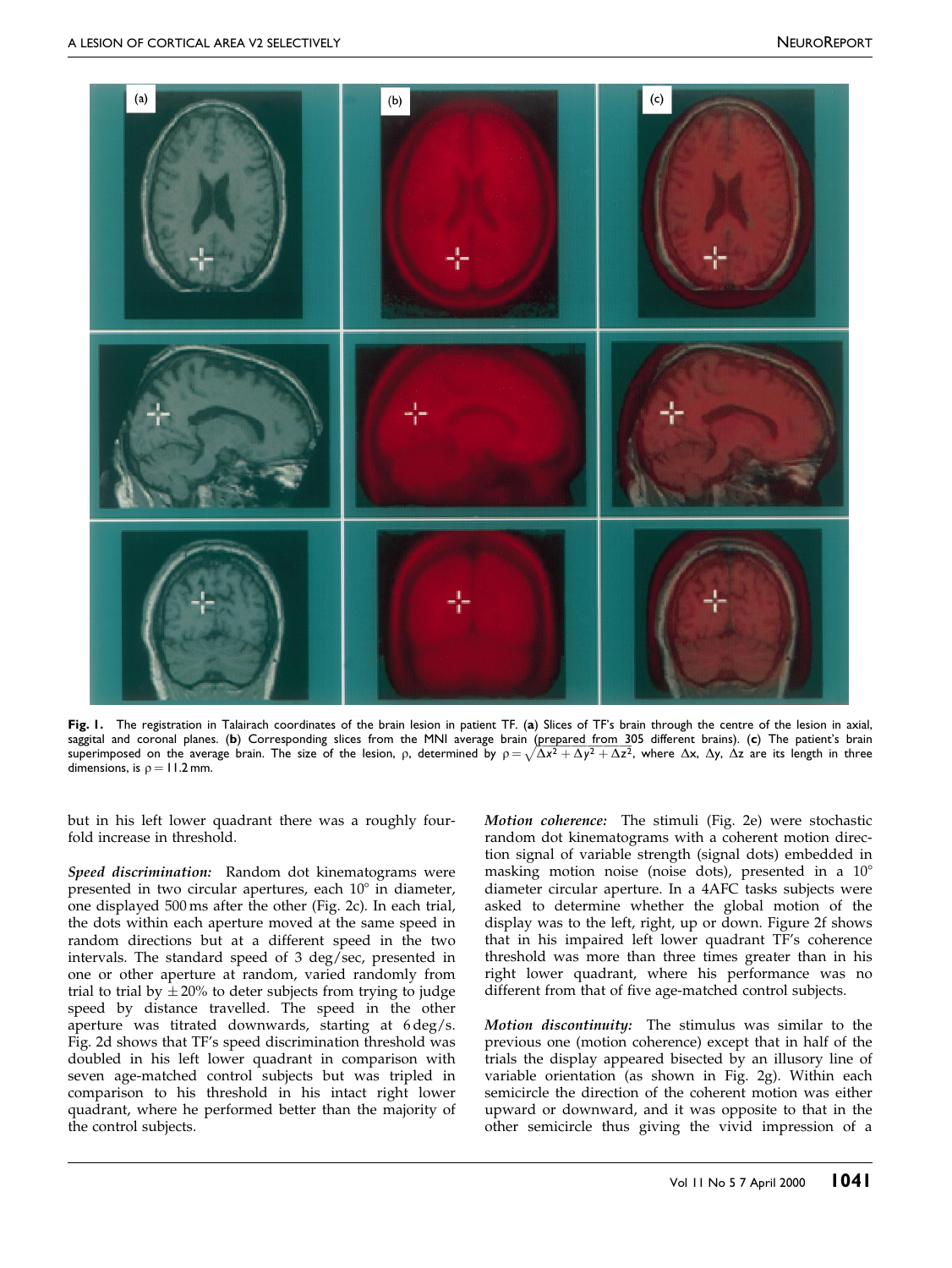**Fig. 1.** The registration in Talairach coordinates of the brain lesion in patient TF. (**a**) Slices of TF's brain through the centre of the lesion in axial, saggital and coronal planes. (**b**) Corresponding slices from the MNI average brain (prepared from 305 different brains). (**c**) The patient's brain superimposed on the average brain. The size of the lesion, ρ, determined by $\rho = \sqrt{\Delta x^2 + \Delta y^2 + \Delta z^2}$, where Δx, Δy, Δz are its length in three dimensions, is $\rho = 11.2$ mm.

but in his left lower quadrant there was a roughly fourfold increase in threshold.

*Speed discrimination:* Random dot kinematograms were presented in two circular apertures, each 10° in diameter, one displayed 500 ms after the other (Fig. 2c). In each trial, the dots within each aperture moved at the same speed in random directions but at a different speed in the two intervals. The standard speed of 3 deg/sec, presented in one or other aperture at random, varied randomly from trial to trial by ± 20% to deter subjects from trying to judge speed by distance travelled. The speed in the other aperture was titrated downwards, starting at 6 deg/s. Fig. 2d shows that TF's speed discrimination threshold was doubled in his left lower quadrant in comparison with seven age-matched control subjects but was tripled in comparison to his threshold in his intact right lower quadrant, where he performed better than the majority of the control subjects.

*Motion coherence:* The stimuli (Fig. 2e) were stochastic random dot kinematograms with a coherent motion direction signal of variable strength (signal dots) embedded in masking motion noise (noise dots), presented in a 10° diameter circular aperture. In a 4AFC tasks subjects were asked to determine whether the global motion of the display was to the left, right, up or down. Figure 2f shows that in his impaired left lower quadrant TF's coherence threshold was more than three times greater than in his right lower quadrant, where his performance was no different from that of five age-matched control subjects.

*Motion discontinuity:* The stimulus was similar to the previous one (motion coherence) except that in half of the trials the display appeared bisected by an illusory line of variable orientation (as shown in Fig. 2g). Within each semicircle the direction of the coherent motion was either upward or downward, and it was opposite to that in the other semicircle thus giving the vivid impression of a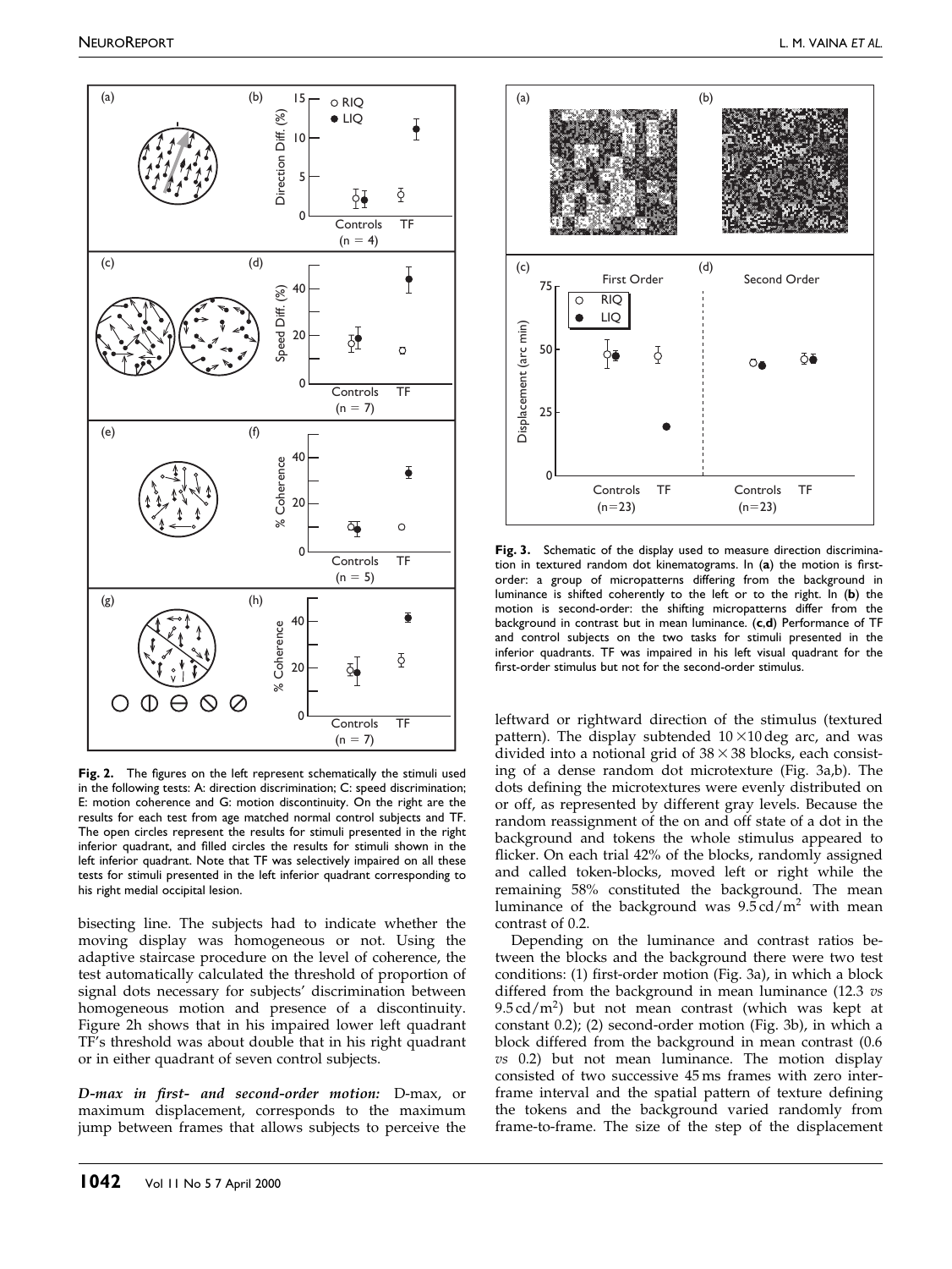**Fig. 2.** The figures on the left represent schematically the stimuli used in the following tests: A: direction discrimination; C: speed discrimination; E: motion coherence and G: motion discontinuity. On the right are the results for each test from age matched normal control subjects and TF. The open circles represent the results for stimuli presented in the right inferior quadrant, and filled circles the results for stimuli shown in the left inferior quadrant. Note that TF was selectively impaired on all these tests for stimuli presented in the left inferior quadrant corresponding to his right medial occipital lesion.

bisecting line. The subjects had to indicate whether the moving display was homogeneous or not. Using the adaptive staircase procedure on the level of coherence, the test automatically calculated the threshold of proportion of signal dots necessary for subjects' discrimination between homogeneous motion and presence of a discontinuity. Figure 2h shows that in his impaired lower left quadrant TF's threshold was about double that in his right quadrant or in either quadrant of seven control subjects.

***D-max in first- and second-order motion:*** D-max, or maximum displacement, corresponds to the maximum jump between frames that allows subjects to perceive the leftward or rightward direction of the stimulus (textured pattern). The display subtended $10 \times 10$ deg arc, and was divided into a notional grid of $38 \times 38$ blocks, each consisting of a dense random dot microtexture (Fig. 3a,b). The dots defining the microtextures were evenly distributed on or off, as represented by different gray levels. Because the random reassignment of the on and off state of a dot in the background and tokens the whole stimulus appeared to flicker. On each trial 42% of the blocks, randomly assigned and called token-blocks, moved left or right while the remaining 58% constituted the background. The mean luminance of the background was $9.5\,cd/m^2$ with mean contrast of 0.2.

Depending on the luminance and contrast ratios between the blocks and the background there were two test conditions: (1) first-order motion (Fig. 3a), in which a block differed from the background in mean luminance (12.3 *vs* $9.5\,cd/m^2$) but not mean contrast (which was kept at constant 0.2); (2) second-order motion (Fig. 3b), in which a block differed from the background in mean contrast (0.6 *vs* 0.2) but not mean luminance. The motion display consisted of two successive 45 ms frames with zero inter-frame interval and the spatial pattern of texture defining the tokens and the background varied randomly from frame-to-frame. The size of the step of the displacement

**Fig. 3.** Schematic of the display used to measure direction discrimination in textured random dot kinematograms. In (**a**) the motion is first-order: a group of micropatterns differing from the background in luminance is shifted coherently to the left or to the right. In (**b**) the motion is second-order: the shifting micropatterns differ from the background in contrast but in mean luminance. (**c**,**d**) Performance of TF and control subjects on the two tasks for stimuli presented in the inferior quadrants. TF was impaired in his left visual quadrant for the first-order stimulus but not for the second-order stimulus.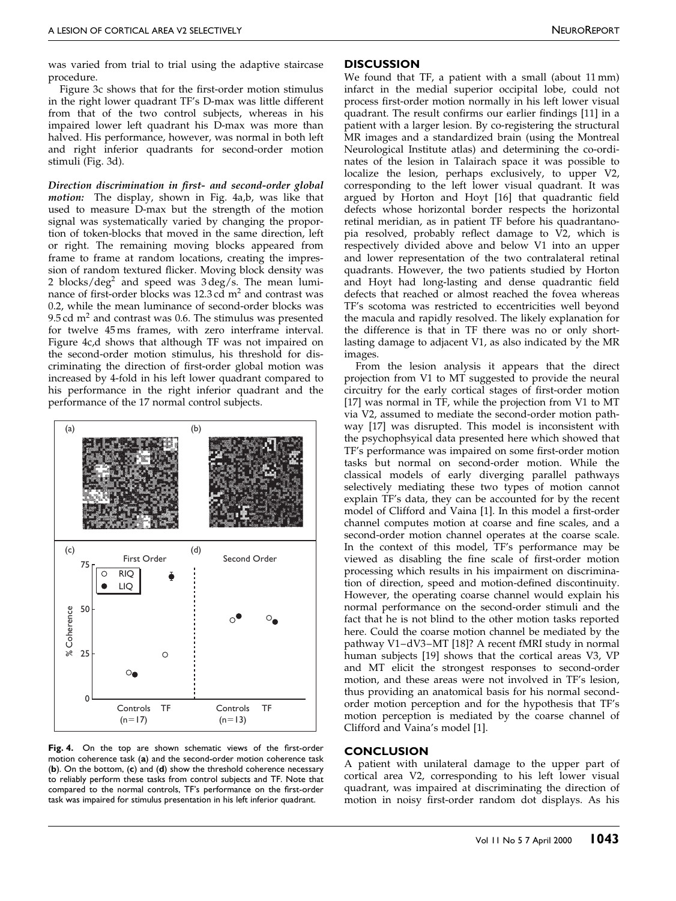was varied from trial to trial using the adaptive staircase procedure.

Figure 3c shows that for the first-order motion stimulus in the right lower quadrant TF's D-max was little different from that of the two control subjects, whereas in his impaired lower left quadrant his D-max was more than halved. His performance, however, was normal in both left and right inferior quadrants for second-order motion stimuli (Fig. 3d).

***Direction discrimination in first- and second-order global motion:*** The display, shown in Fig. 4a,b, was like that used to measure D-max but the strength of the motion signal was systematically varied by changing the proportion of token-blocks that moved in the same direction, left or right. The remaining moving blocks appeared from frame to frame at random locations, creating the impression of random textured flicker. Moving block density was 2 blocks/$deg^2$ and speed was 3 deg/s. The mean luminance of first-order blocks was 12.3 cd $m^2$ and contrast was 0.2, while the mean luminance of second-order blocks was 9.5 cd $m^2$ and contrast was 0.6. The stimulus was presented for twelve 45 ms frames, with zero interframe interval. Figure 4c,d shows that although TF was not impaired on the second-order motion stimulus, his threshold for discriminating the direction of first-order global motion was increased by 4-fold in his left lower quadrant compared to his performance in the right inferior quadrant and the performance of the 17 normal control subjects.

**Fig. 4.** On the top are shown schematic views of the first-order motion coherence task (**a**) and the second-order motion coherence task (**b**). On the bottom, (**c**) and (**d**) show the threshold coherence necessary to reliably perform these tasks from control subjects and TF. Note that compared to the normal controls, TF's performance on the first-order task was impaired for stimulus presentation in his left inferior quadrant.

## DISCUSSION

We found that TF, a patient with a small (about 11 mm) infarct in the medial superior occipital lobe, could not process first-order motion normally in his left lower visual quadrant. The result confirms our earlier findings [11] in a patient with a larger lesion. By co-registering the structural MR images and a standardized brain (using the Montreal Neurological Institute atlas) and determining the co-ordinates of the lesion in Talairach space it was possible to localize the lesion, perhaps exclusively, to upper V2, corresponding to the left lower visual quadrant. It was argued by Horton and Hoyt [16] that quadrantic field defects whose horizontal border respects the horizontal retinal meridian, as in patient TF before his quadrantanopia resolved, probably reflect damage to V2, which is respectively divided above and below V1 into an upper and lower representation of the two contralateral retinal quadrants. However, the two patients studied by Horton and Hoyt had long-lasting and dense quadrantic field defects that reached or almost reached the fovea whereas TF's scotoma was restricted to eccentricities well beyond the macula and rapidly resolved. The likely explanation for the difference is that in TF there was no or only short-lasting damage to adjacent V1, as also indicated by the MR images.

From the lesion analysis it appears that the direct projection from V1 to MT suggested to provide the neural circuitry for the early cortical stages of first-order motion [17] was normal in TF, while the projection from V1 to MT via V2, assumed to mediate the second-order motion pathway [17] was disrupted. This model is inconsistent with the psychophsyical data presented here which showed that TF's performance was impaired on some first-order motion tasks but normal on second-order motion. While the classical models of early diverging parallel pathways selectively mediating these two types of motion cannot explain TF's data, they can be accounted for by the recent model of Clifford and Vaina [1]. In this model a first-order channel computes motion at coarse and fine scales, and a second-order motion channel operates at the coarse scale. In the context of this model, TF's performance may be viewed as disabling the fine scale of first-order motion processing which results in his impairment on discrimination of direction, speed and motion-defined discontinuity. However, the operating coarse channel would explain his normal performance on the second-order stimuli and the fact that he is not blind to the other motion tasks reported here. Could the coarse motion channel be mediated by the pathway V1–dV3–MT [18]? A recent fMRI study in normal human subjects [19] shows that the cortical areas V3, VP and MT elicit the strongest responses to second-order motion, and these areas were not involved in TF's lesion, thus providing an anatomical basis for his normal second-order motion perception and for the hypothesis that TF's motion perception is mediated by the coarse channel of Clifford and Vaina's model [1].

## CONCLUSION

A patient with unilateral damage to the upper part of cortical area V2, corresponding to his left lower visual quadrant, was impaired at discriminating the direction of motion in noisy first-order random dot displays. As his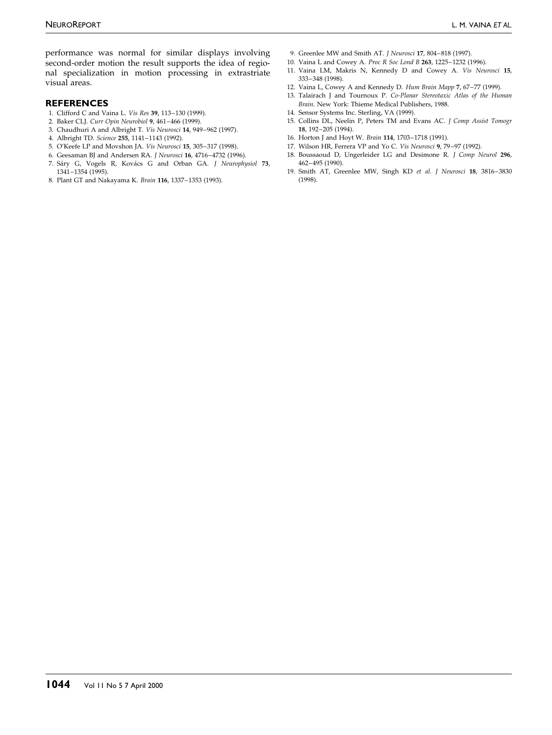performance was normal for similar displays involving second-order motion the result supports the idea of regional specialization in motion processing in extrastriate visual areas.

## REFERENCES

1. Clifford C and Vaina L. *Vis Res* **39**, 113–130 (1999).
2. Baker CLJ. *Curr Opin Neurobiol* **9**, 461–466 (1999).
3. Chaudhuri A and Albright T. *Vis Neurosci* **14**, 949–962 (1997).
4. Albright TD. *Science* **255**, 1141–1143 (1992).
5. O'Keefe LP and Movshon JA. *Vis Neurosci* **15**, 305–317 (1998).
6. Geesaman BJ and Andersen RA. *J Neurosci* **16**, 4716–4732 (1996).
7. Sáry G, Vogels R, Kovács G and Orban GA. *J Neurophysiol* **73**, 1341–1354 (1995).
8. Plant GT and Nakayama K. *Brain* **116**, 1337–1353 (1993).
9. Greenlee MW and Smith AT. *J Neurosci* **17**, 804–818 (1997).
10. Vaina L and Cowey A. *Proc R Soc Lond B* **263**, 1225–1232 (1996).
11. Vaina LM, Makris N, Kennedy D and Cowey A. *Vis Neurosci* **15**, 333–348 (1998).
12. Vaina L, Cowey A and Kennedy D. *Hum Brain Mapp* **7**, 67–77 (1999).
13. Talairach J and Tournoux P. *Co-Planar Stereotaxic Atlas of the Human Brain*. New York: Thieme Medical Publishers, 1988.
14. Sensor Systems Inc. Sterling, VA (1999).
15. Collins DL, Neelin P, Peters TM and Evans AC. *J Comp Assist Tomogr* **18**, 192–205 (1994).
16. Horton J and Hoyt W. *Brain* **114**, 1703–1718 (1991).
17. Wilson HR, Ferrera VP and Yo C. *Vis Neurosci* **9**, 79–97 (1992).
18. Boussaoud D, Ungerleider LG and Desimone R. *J Comp Neurol* **296**, 462–495 (1990).
19. Smith AT, Greenlee MW, Singh KD *et al. J Neurosci* **18**, 3816–3830 (1998).